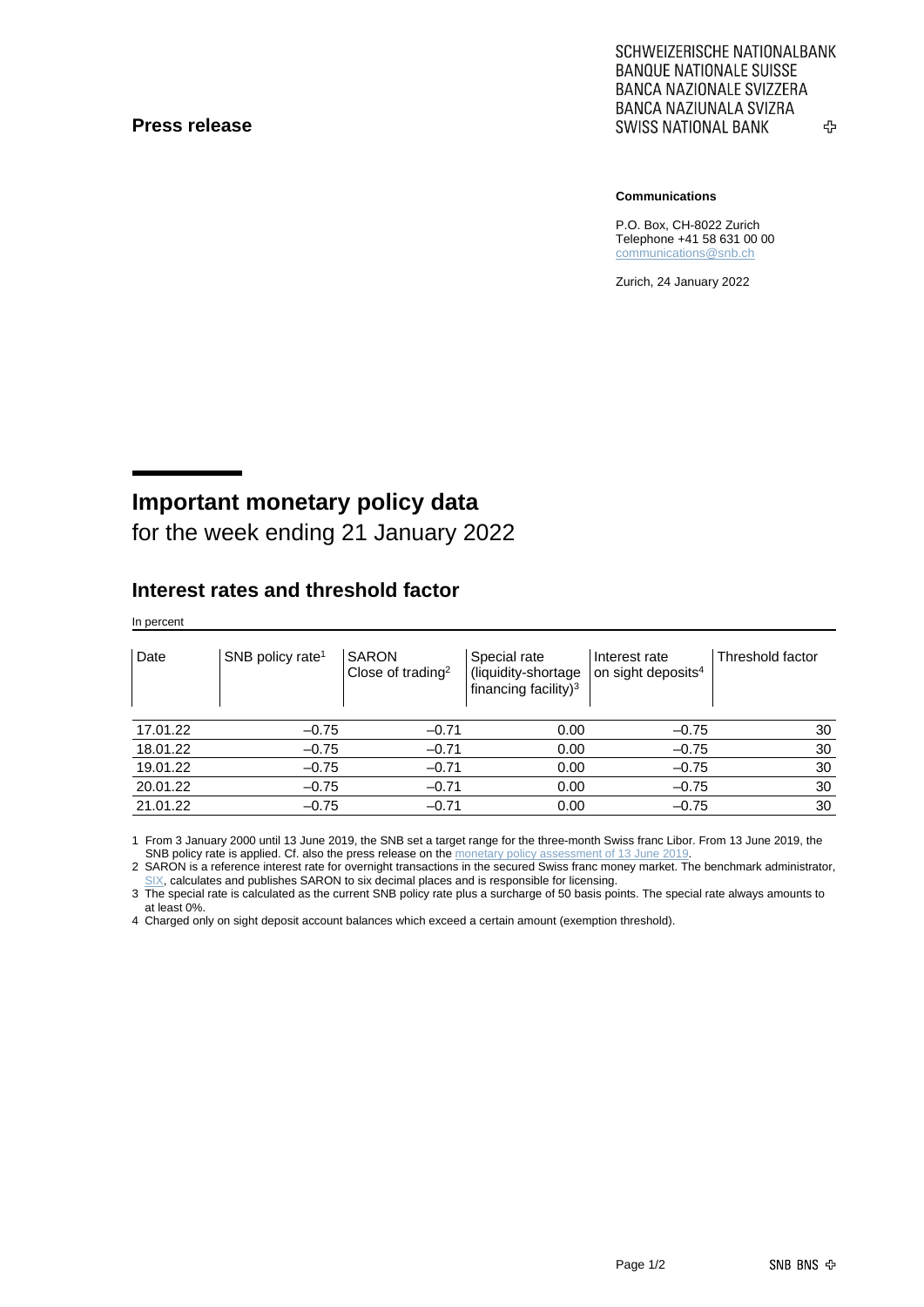**Press release**

SCHWEIZERISCHE NATIONALBANK
BANQUE NATIONALE SUISSE
BANCA NAZIONALE SVIZZERA
BANCA NAZIUNALA SVIZRA
SWISS NATIONAL BANK

**Communications**

P.O. Box, CH-8022 Zurich
Telephone +41 58 631 00 00
communications@snb.ch

Zurich, 24 January 2022

# Important monetary policy data

for the week ending 21 January 2022

## Interest rates and threshold factor

In percent

| Date | SNB policy rate[1] | SARON Close of trading[2] | Special rate (liquidity-shortage financing facility)[3] | Interest rate on sight deposits[4] | Threshold factor |
|---|---|---|---|---|---|
| 17.01.22 | –0.75 | –0.71 | 0.00 | –0.75 | 30 |
| 18.01.22 | –0.75 | –0.71 | 0.00 | –0.75 | 30 |
| 19.01.22 | –0.75 | –0.71 | 0.00 | –0.75 | 30 |
| 20.01.22 | –0.75 | –0.71 | 0.00 | –0.75 | 30 |
| 21.01.22 | –0.75 | –0.71 | 0.00 | –0.75 | 30 |

1 From 3 January 2000 until 13 June 2019, the SNB set a target range for the three-month Swiss franc Libor. From 13 June 2019, the SNB policy rate is applied. Cf. also the press release on the monetary policy assessment of 13 June 2019.

2 SARON is a reference interest rate for overnight transactions in the secured Swiss franc money market. The benchmark administrator, SIX, calculates and publishes SARON to six decimal places and is responsible for licensing.

3 The special rate is calculated as the current SNB policy rate plus a surcharge of 50 basis points. The special rate always amounts to at least 0%.

4 Charged only on sight deposit account balances which exceed a certain amount (exemption threshold).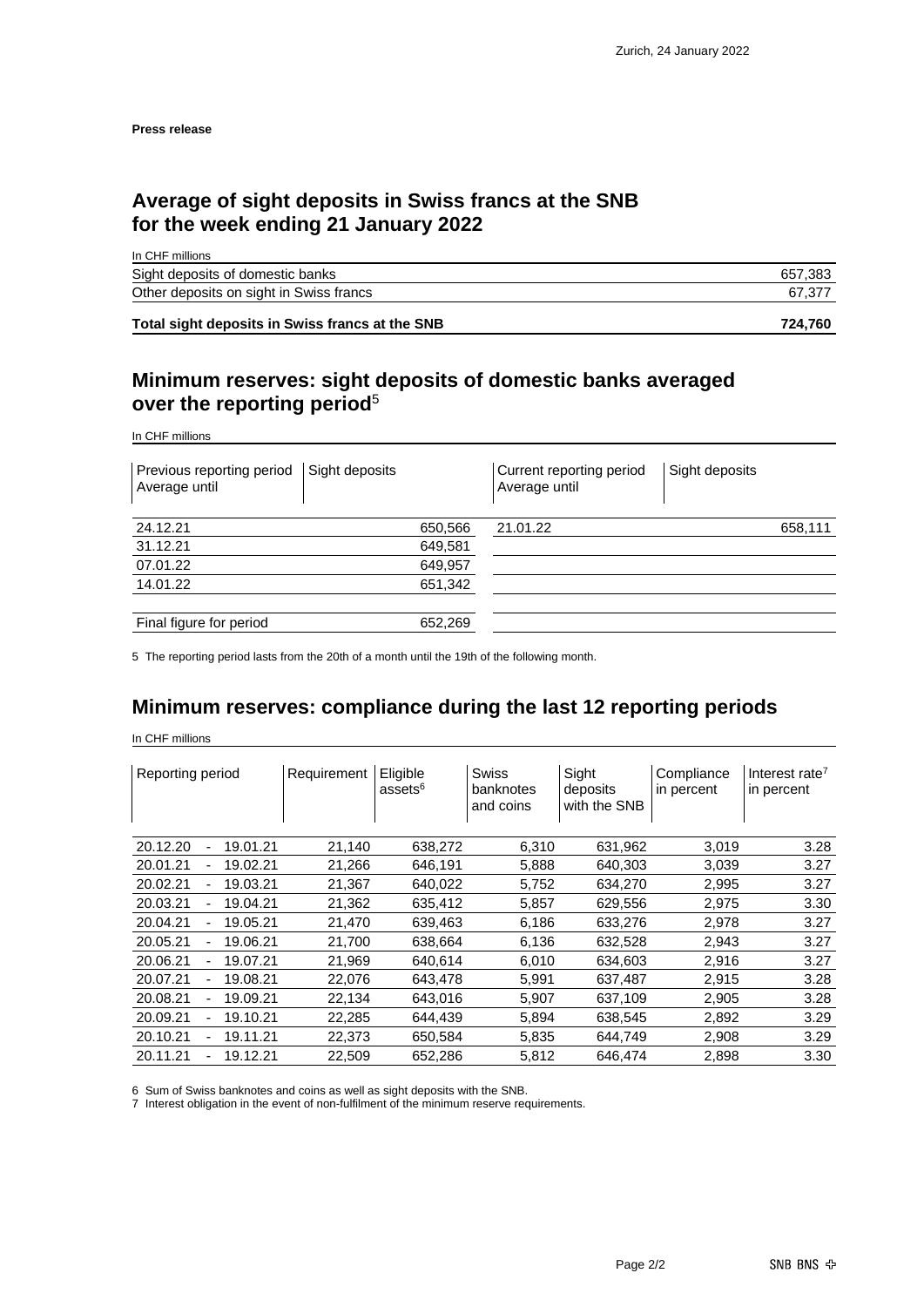Zurich, 24 January 2022

**Press release**

## Average of sight deposits in Swiss francs at the SNB for the week ending 21 January 2022

In CHF millions

| | |
|---|---|
| Sight deposits of domestic banks | 657,383 |
| Other deposits on sight in Swiss francs | 67,377 |
| **Total sight deposits in Swiss francs at the SNB** | **724,760** |

## Minimum reserves: sight deposits of domestic banks averaged over the reporting period[5]

In CHF millions

| Previous reporting period Average until | Sight deposits | Current reporting period Average until | Sight deposits |
|---|---|---|---|
| 24.12.21 | 650,566 | 21.01.22 | 658,111 |
| 31.12.21 | 649,581 | | |
| 07.01.22 | 649,957 | | |
| 14.01.22 | 651,342 | | |
| | | | |
| Final figure for period | 652,269 | | |

5 The reporting period lasts from the 20th of a month until the 19th of the following month.

## Minimum reserves: compliance during the last 12 reporting periods

In CHF millions

| Reporting period | Requirement | Eligible assets[6] | Swiss banknotes and coins | Sight deposits with the SNB | Compliance in percent | Interest rate[7] in percent |
|---|---|---|---|---|---|---|
| 20.12.20 - 19.01.21 | 21,140 | 638,272 | 6,310 | 631,962 | 3,019 | 3.28 |
| 20.01.21 - 19.02.21 | 21,266 | 646,191 | 5,888 | 640,303 | 3,039 | 3.27 |
| 20.02.21 - 19.03.21 | 21,367 | 640,022 | 5,752 | 634,270 | 2,995 | 3.27 |
| 20.03.21 - 19.04.21 | 21,362 | 635,412 | 5,857 | 629,556 | 2,975 | 3.30 |
| 20.04.21 - 19.05.21 | 21,470 | 639,463 | 6,186 | 633,276 | 2,978 | 3.27 |
| 20.05.21 - 19.06.21 | 21,700 | 638,664 | 6,136 | 632,528 | 2,943 | 3.27 |
| 20.06.21 - 19.07.21 | 21,969 | 640,614 | 6,010 | 634,603 | 2,916 | 3.27 |
| 20.07.21 - 19.08.21 | 22,076 | 643,478 | 5,991 | 637,487 | 2,915 | 3.28 |
| 20.08.21 - 19.09.21 | 22,134 | 643,016 | 5,907 | 637,109 | 2,905 | 3.28 |
| 20.09.21 - 19.10.21 | 22,285 | 644,439 | 5,894 | 638,545 | 2,892 | 3.29 |
| 20.10.21 - 19.11.21 | 22,373 | 650,584 | 5,835 | 644,749 | 2,908 | 3.29 |
| 20.11.21 - 19.12.21 | 22,509 | 652,286 | 5,812 | 646,474 | 2,898 | 3.30 |

6 Sum of Swiss banknotes and coins as well as sight deposits with the SNB.
7 Interest obligation in the event of non-fulfilment of the minimum reserve requirements.